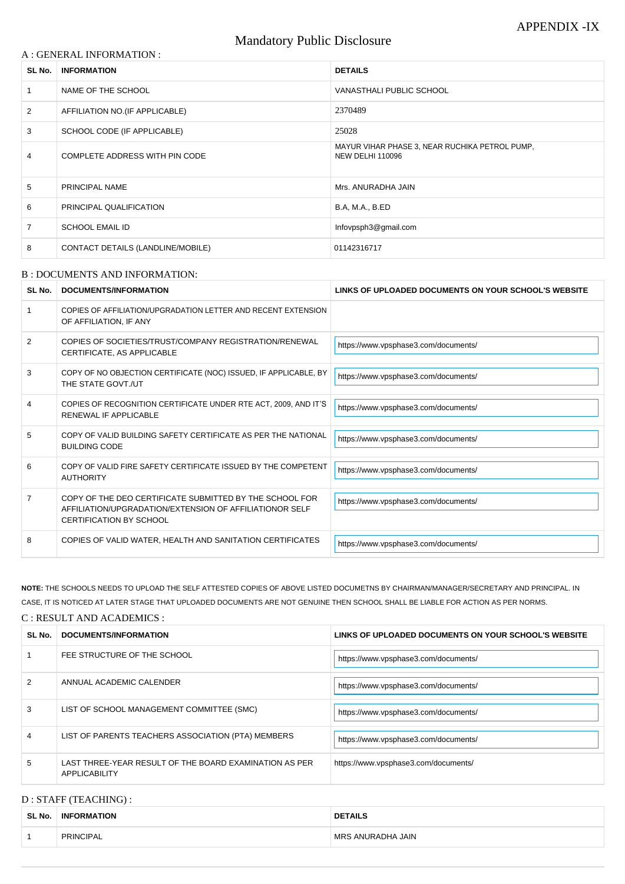APPENDIX -IX

# Mandatory Public Disclosure

## A : GENERAL INFORMATION :

| SL No. | INFORMATION | DETAILS |
|---|---|---|
| 1 | NAME OF THE SCHOOL | VANASTHALI PUBLIC SCHOOL |
| 2 | AFFILIATION NO.(IF APPLICABLE) | 2370489 |
| 3 | SCHOOL CODE (IF APPLICABLE) | 25028 |
| 4 | COMPLETE ADDRESS WITH PIN CODE | MAYUR VIHAR PHASE 3, NEAR RUCHIKA PETROL PUMP, NEW DELHI 110096 |
| 5 | PRINCIPAL NAME | Mrs. ANURADHA JAIN |
| 6 | PRINCIPAL QUALIFICATION | B.A, M.A., B.ED |
| 7 | SCHOOL EMAIL ID | Infovpsph3@gmail.com |
| 8 | CONTACT DETAILS (LANDLINE/MOBILE) | 01142316717 |

## B : DOCUMENTS AND INFORMATION:

| SL No. | DOCUMENTS/INFORMATION | LINKS OF UPLOADED DOCUMENTS ON YOUR SCHOOL'S WEBSITE |
|---|---|---|
| 1 | COPIES OF AFFILIATION/UPGRADATION LETTER AND RECENT EXTENSION OF AFFILIATION, IF ANY | |
| 2 | COPIES OF SOCIETIES/TRUST/COMPANY REGISTRATION/RENEWAL CERTIFICATE, AS APPLICABLE | https://www.vpsphase3.com/documents/ |
| 3 | COPY OF NO OBJECTION CERTIFICATE (NOC) ISSUED, IF APPLICABLE, BY THE STATE GOVT./UT | https://www.vpsphase3.com/documents/ |
| 4 | COPIES OF RECOGNITION CERTIFICATE UNDER RTE ACT, 2009, AND IT'S RENEWAL IF APPLICABLE | https://www.vpsphase3.com/documents/ |
| 5 | COPY OF VALID BUILDING SAFETY CERTIFICATE AS PER THE NATIONAL BUILDING CODE | https://www.vpsphase3.com/documents/ |
| 6 | COPY OF VALID FIRE SAFETY CERTIFICATE ISSUED BY THE COMPETENT AUTHORITY | https://www.vpsphase3.com/documents/ |
| 7 | COPY OF THE DEO CERTIFICATE SUBMITTED BY THE SCHOOL FOR AFFILIATION/UPGRADATION/EXTENSION OF AFFILIATIONOR SELF CERTIFICATION BY SCHOOL | https://www.vpsphase3.com/documents/ |
| 8 | COPIES OF VALID WATER, HEALTH AND SANITATION CERTIFICATES | https://www.vpsphase3.com/documents/ |

**NOTE:** THE SCHOOLS NEEDS TO UPLOAD THE SELF ATTESTED COPIES OF ABOVE LISTED DOCUMETNS BY CHAIRMAN/MANAGER/SECRETARY AND PRINCIPAL. IN CASE, IT IS NOTICED AT LATER STAGE THAT UPLOADED DOCUMENTS ARE NOT GENUINE THEN SCHOOL SHALL BE LIABLE FOR ACTION AS PER NORMS.

## C : RESULT AND ACADEMICS :

| SL No. | DOCUMENTS/INFORMATION | LINKS OF UPLOADED DOCUMENTS ON YOUR SCHOOL'S WEBSITE |
|---|---|---|
| 1 | FEE STRUCTURE OF THE SCHOOL | https://www.vpsphase3.com/documents/ |
| 2 | ANNUAL ACADEMIC CALENDER | https://www.vpsphase3.com/documents/ |
| 3 | LIST OF SCHOOL MANAGEMENT COMMITTEE (SMC) | https://www.vpsphase3.com/documents/ |
| 4 | LIST OF PARENTS TEACHERS ASSOCIATION (PTA) MEMBERS | https://www.vpsphase3.com/documents/ |
| 5 | LAST THREE-YEAR RESULT OF THE BOARD EXAMINATION AS PER APPLICABILITY | https://www.vpsphase3.com/documents/ |

## D : STAFF (TEACHING) :

| SL No. | INFORMATION | DETAILS |
|---|---|---|
| 1 | PRINCIPAL | MRS ANURADHA JAIN |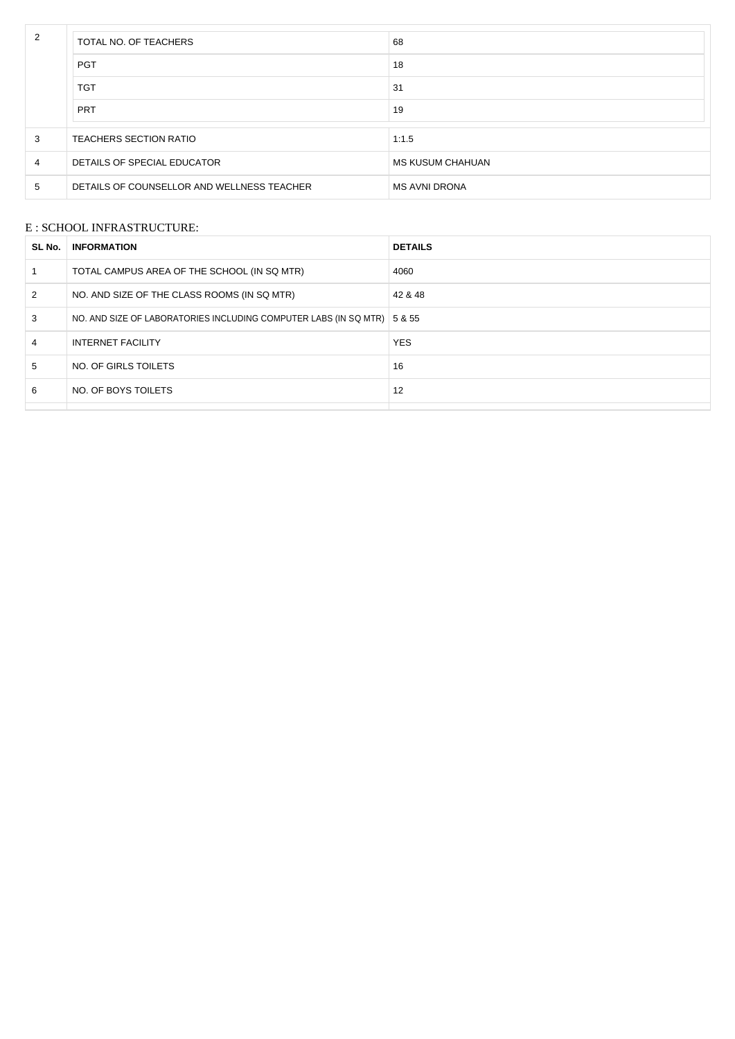| | | |
|---|---|---|
| 2 | TOTAL NO. OF TEACHERS | 68 |
| | PGT | 18 |
| | TGT | 31 |
| | PRT | 19 |
| 3 | TEACHERS SECTION RATIO | 1:1.5 |
| 4 | DETAILS OF SPECIAL EDUCATOR | MS KUSUM CHAHUAN |
| 5 | DETAILS OF COUNSELLOR AND WELLNESS TEACHER | MS AVNI DRONA |

E : SCHOOL INFRASTRUCTURE:

| SL No. | INFORMATION | DETAILS |
|---|---|---|
| 1 | TOTAL CAMPUS AREA OF THE SCHOOL (IN SQ MTR) | 4060 |
| 2 | NO. AND SIZE OF THE CLASS ROOMS (IN SQ MTR) | 42 & 48 |
| 3 | NO. AND SIZE OF LABORATORIES INCLUDING COMPUTER LABS (IN SQ MTR) | 5 & 55 |
| 4 | INTERNET FACILITY | YES |
| 5 | NO. OF GIRLS TOILETS | 16 |
| 6 | NO. OF BOYS TOILETS | 12 |